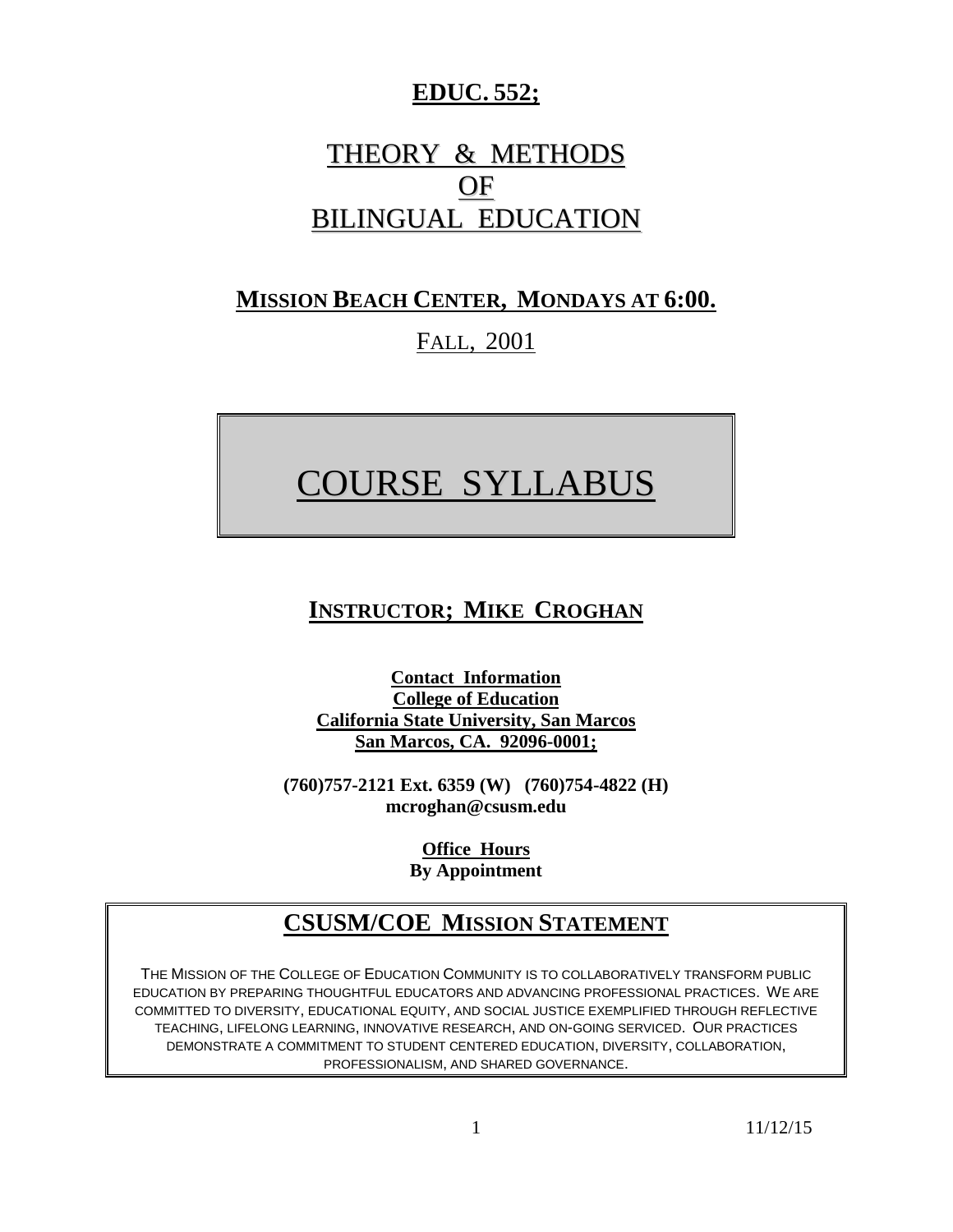# EDUC. 552;

# THEORY & METHODS OF BILINGUAL EDUCATION

## MISSION BEACH CENTER, MONDAYS AT 6:00.

FALL, 2001

# COURSE SYLLABUS

## INSTRUCTOR; MIKE CROGHAN

**Contact Information**
**College of Education**
**California State University, San Marcos**
**San Marcos, CA. 92096-0001;**

**(760)757-2121 Ext. 6359 (W) (760)754-4822 (H)**
**mcroghan@csusm.edu**

**Office Hours**
**By Appointment**

## CSUSM/COE MISSION STATEMENT

THE MISSION OF THE COLLEGE OF EDUCATION COMMUNITY IS TO COLLABORATIVELY TRANSFORM PUBLIC EDUCATION BY PREPARING THOUGHTFUL EDUCATORS AND ADVANCING PROFESSIONAL PRACTICES. WE ARE COMMITTED TO DIVERSITY, EDUCATIONAL EQUITY, AND SOCIAL JUSTICE EXEMPLIFIED THROUGH REFLECTIVE TEACHING, LIFELONG LEARNING, INNOVATIVE RESEARCH, AND ON-GOING SERVICED. OUR PRACTICES DEMONSTRATE A COMMITMENT TO STUDENT CENTERED EDUCATION, DIVERSITY, COLLABORATION, PROFESSIONALISM, AND SHARED GOVERNANCE.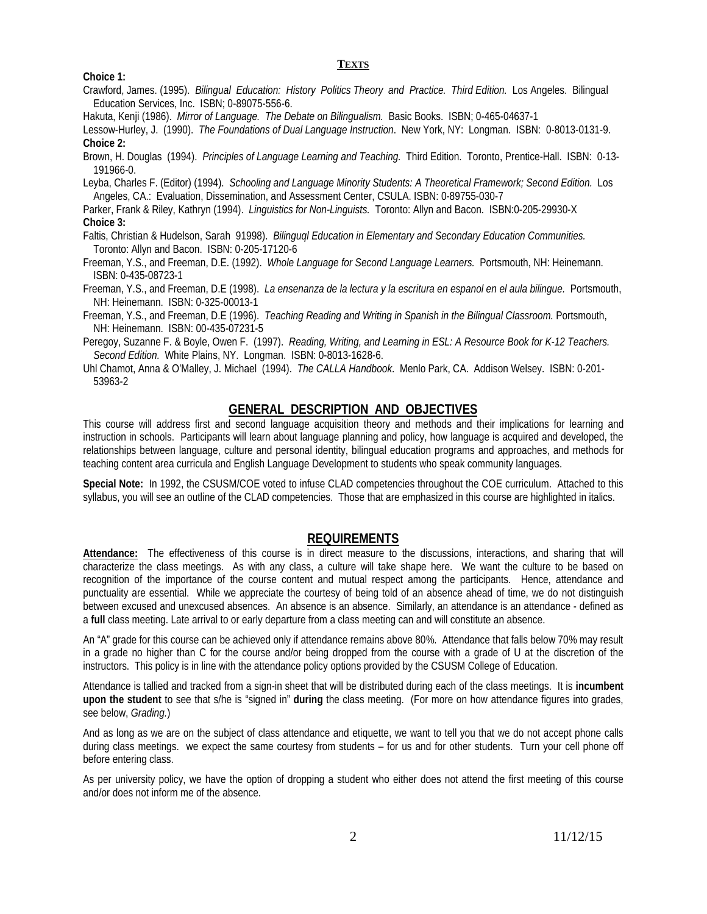## TEXTS

**Choice 1:**

Crawford, James. (1995). *Bilingual Education: History Politics Theory and Practice. Third Edition.* Los Angeles. Bilingual Education Services, Inc. ISBN; 0-89075-556-6.

Hakuta, Kenji (1986). *Mirror of Language. The Debate on Bilingualism.* Basic Books. ISBN; 0-465-04637-1

Lessow-Hurley, J. (1990). *The Foundations of Dual Language Instruction*. New York, NY: Longman. ISBN: 0-8013-0131-9.

**Choice 2:**

Brown, H. Douglas (1994). *Principles of Language Learning and Teaching.* Third Edition. Toronto, Prentice-Hall. ISBN: 0-13-191966-0.

Leyba, Charles F. (Editor) (1994). *Schooling and Language Minority Students: A Theoretical Framework; Second Edition.* Los Angeles, CA.: Evaluation, Dissemination, and Assessment Center, CSULA. ISBN: 0-89755-030-7

Parker, Frank & Riley, Kathryn (1994). *Linguistics for Non-Linguists.* Toronto: Allyn and Bacon. ISBN:0-205-29930-X

**Choice 3:**

Faltis, Christian & Hudelson, Sarah 91998). *Bilinguql Education in Elementary and Secondary Education Communities.* Toronto: Allyn and Bacon. ISBN: 0-205-17120-6

Freeman, Y.S., and Freeman, D.E. (1992). *Whole Language for Second Language Learners.* Portsmouth, NH: Heinemann. ISBN: 0-435-08723-1

Freeman, Y.S., and Freeman, D.E (1998). *La ensenanza de la lectura y la escritura en espanol en el aula bilingue.* Portsmouth, NH: Heinemann. ISBN: 0-325-00013-1

Freeman, Y.S., and Freeman, D.E (1996). *Teaching Reading and Writing in Spanish in the Bilingual Classroom.* Portsmouth, NH: Heinemann. ISBN: 00-435-07231-5

Peregoy, Suzanne F. & Boyle, Owen F. (1997). *Reading, Writing, and Learning in ESL: A Resource Book for K-12 Teachers. Second Edition.* White Plains, NY. Longman. ISBN: 0-8013-1628-6.

Uhl Chamot, Anna & O'Malley, J. Michael (1994). *The CALLA Handbook*. Menlo Park, CA. Addison Welsey. ISBN: 0-201-53963-2

## GENERAL DESCRIPTION AND OBJECTIVES

This course will address first and second language acquisition theory and methods and their implications for learning and instruction in schools. Participants will learn about language planning and policy, how language is acquired and developed, the relationships between language, culture and personal identity, bilingual education programs and approaches, and methods for teaching content area curricula and English Language Development to students who speak community languages.

**Special Note:** In 1992, the CSUSM/COE voted to infuse CLAD competencies throughout the COE curriculum. Attached to this syllabus, you will see an outline of the CLAD competencies. Those that are emphasized in this course are highlighted in italics.

## REQUIREMENTS

**Attendance:** The effectiveness of this course is in direct measure to the discussions, interactions, and sharing that will characterize the class meetings. As with any class, a culture will take shape here. We want the culture to be based on recognition of the importance of the course content and mutual respect among the participants. Hence, attendance and punctuality are essential. While we appreciate the courtesy of being told of an absence ahead of time, we do not distinguish between excused and unexcused absences. An absence is an absence. Similarly, an attendance is an attendance - defined as a **full** class meeting. Late arrival to or early departure from a class meeting can and will constitute an absence.

An "A" grade for this course can be achieved only if attendance remains above 80%. Attendance that falls below 70% may result in a grade no higher than C for the course and/or being dropped from the course with a grade of U at the discretion of the instructors. This policy is in line with the attendance policy options provided by the CSUSM College of Education.

Attendance is tallied and tracked from a sign-in sheet that will be distributed during each of the class meetings. It is **incumbent upon the student** to see that s/he is "signed in" **during** the class meeting. (For more on how attendance figures into grades, see below, *Grading.*)

And as long as we are on the subject of class attendance and etiquette, we want to tell you that we do not accept phone calls during class meetings. we expect the same courtesy from students – for us and for other students. Turn your cell phone off before entering class.

As per university policy, we have the option of dropping a student who either does not attend the first meeting of this course and/or does not inform me of the absence.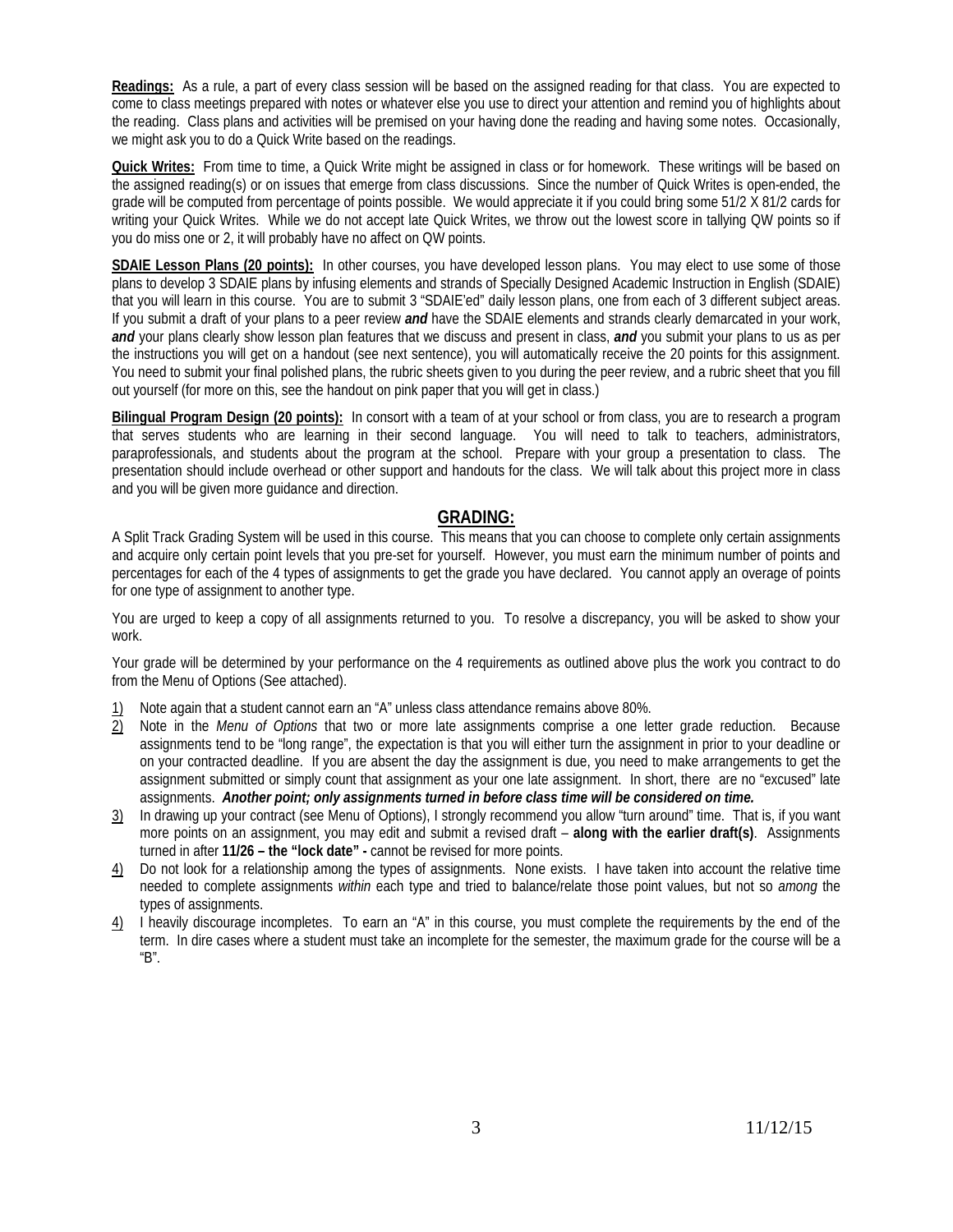**Readings:** As a rule, a part of every class session will be based on the assigned reading for that class. You are expected to come to class meetings prepared with notes or whatever else you use to direct your attention and remind you of highlights about the reading. Class plans and activities will be premised on your having done the reading and having some notes. Occasionally, we might ask you to do a Quick Write based on the readings.

**Quick Writes:** From time to time, a Quick Write might be assigned in class or for homework. These writings will be based on the assigned reading(s) or on issues that emerge from class discussions. Since the number of Quick Writes is open-ended, the grade will be computed from percentage of points possible. We would appreciate it if you could bring some 51/2 X 81/2 cards for writing your Quick Writes. While we do not accept late Quick Writes, we throw out the lowest score in tallying QW points so if you do miss one or 2, it will probably have no affect on QW points.

**SDAIE Lesson Plans (20 points):** In other courses, you have developed lesson plans. You may elect to use some of those plans to develop 3 SDAIE plans by infusing elements and strands of Specially Designed Academic Instruction in English (SDAIE) that you will learn in this course. You are to submit 3 "SDAIE'ed" daily lesson plans, one from each of 3 different subject areas. If you submit a draft of your plans to a peer review ***and*** have the SDAIE elements and strands clearly demarcated in your work, ***and*** your plans clearly show lesson plan features that we discuss and present in class, ***and*** you submit your plans to us as per the instructions you will get on a handout (see next sentence), you will automatically receive the 20 points for this assignment. You need to submit your final polished plans, the rubric sheets given to you during the peer review, and a rubric sheet that you fill out yourself (for more on this, see the handout on pink paper that you will get in class.)

**Bilingual Program Design (20 points):** In consort with a team of at your school or from class, you are to research a program that serves students who are learning in their second language. You will need to talk to teachers, administrators, paraprofessionals, and students about the program at the school. Prepare with your group a presentation to class. The presentation should include overhead or other support and handouts for the class. We will talk about this project more in class and you will be given more guidance and direction.

## GRADING:

A Split Track Grading System will be used in this course. This means that you can choose to complete only certain assignments and acquire only certain point levels that you pre-set for yourself. However, you must earn the minimum number of points and percentages for each of the 4 types of assignments to get the grade you have declared. You cannot apply an overage of points for one type of assignment to another type.

You are urged to keep a copy of all assignments returned to you. To resolve a discrepancy, you will be asked to show your work.

Your grade will be determined by your performance on the 4 requirements as outlined above plus the work you contract to do from the Menu of Options (See attached).

1) Note again that a student cannot earn an "A" unless class attendance remains above 80%.
2) Note in the *Menu of Options* that two or more late assignments comprise a one letter grade reduction. Because assignments tend to be "long range", the expectation is that you will either turn the assignment in prior to your deadline or on your contracted deadline. If you are absent the day the assignment is due, you need to make arrangements to get the assignment submitted or simply count that assignment as your one late assignment. In short, there are no "excused" late assignments. ***Another point; only assignments turned in before class time will be considered on time.***
3) In drawing up your contract (see Menu of Options), I strongly recommend you allow "turn around" time. That is, if you want more points on an assignment, you may edit and submit a revised draft – **along with the earlier draft(s)**. Assignments turned in after **11/26 – the "lock date" -** cannot be revised for more points.
4) Do not look for a relationship among the types of assignments. None exists. I have taken into account the relative time needed to complete assignments *within* each type and tried to balance/relate those point values, but not so *among* the types of assignments.
4) I heavily discourage incompletes. To earn an "A" in this course, you must complete the requirements by the end of the term. In dire cases where a student must take an incomplete for the semester, the maximum grade for the course will be a "B".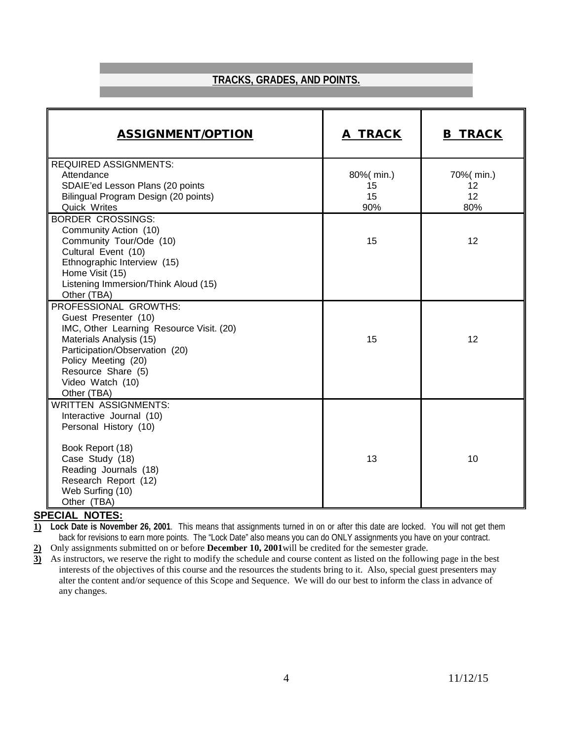## TRACKS, GRADES, AND POINTS.

| ASSIGNMENT/OPTION | A TRACK | B TRACK |
|---|---|---|
| REQUIRED ASSIGNMENTS: | | |
| Attendance | 80%( min.) | 70%( min.) |
| SDAIE'ed Lesson Plans (20 points | 15 | 12 |
| Bilingual Program Design (20 points) | 15 | 12 |
| Quick Writes | 90% | 80% |
| BORDER CROSSINGS:<br>Community Action (10)<br>Community Tour/Ode (10)<br>Cultural Event (10)<br>Ethnographic Interview (15)<br>Home Visit (15)<br>Listening Immersion/Think Aloud (15)<br>Other (TBA) | 15 | 12 |
| PROFESSIONAL GROWTHS:<br>Guest Presenter (10)<br>IMC, Other Learning Resource Visit. (20)<br>Materials Analysis (15)<br>Participation/Observation (20)<br>Policy Meeting (20)<br>Resource Share (5)<br>Video Watch (10)<br>Other (TBA) | 15 | 12 |
| WRITTEN ASSIGNMENTS:<br>Interactive Journal (10)<br>Personal History (10)<br><br>Book Report (18)<br>Case Study (18)<br>Reading Journals (18)<br>Research Report (12)<br>Web Surfing (10)<br>Other (TBA) | 13 | 10 |

**SPECIAL NOTES:**

1) **Lock Date is November 26, 2001**. This means that assignments turned in on or after this date are locked. You will not get them back for revisions to earn more points. The "Lock Date" also means you can do ONLY assignments you have on your contract.
2) Only assignments submitted on or before **December 10, 2001** will be credited for the semester grade.
3) As instructors, we reserve the right to modify the schedule and course content as listed on the following page in the best interests of the objectives of this course and the resources the students bring to it. Also, special guest presenters may alter the content and/or sequence of this Scope and Sequence. We will do our best to inform the class in advance of any changes.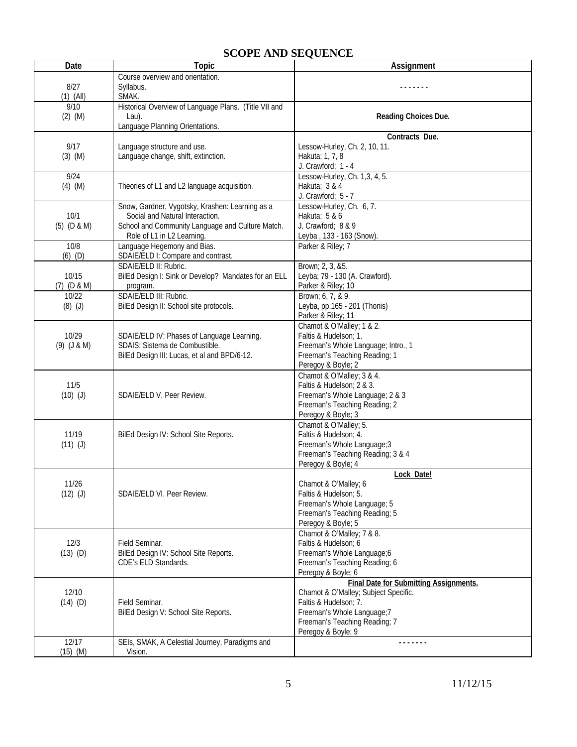## SCOPE AND SEQUENCE

| Date | Topic | Assignment |
|---|---|---|
| 8/27 (1) (All) | Course overview and orientation. Syllabus. SMAK. | - - - - - - - |
| 9/10 (2) (M) | Historical Overview of Language Plans. (Title VII and Lau). Language Planning Orientations. | **Reading Choices Due.** |
| 9/17 (3) (M) | Language structure and use. Language change, shift, extinction. | **Contracts Due.** Lessow-Hurley, Ch. 2, 10, 11. Hakuta; 1, 7, 8 J. Crawford; 1 - 4 |
| 9/24 (4) (M) | Theories of L1 and L2 language acquisition. | Lessow-Hurley, Ch. 1,3, 4, 5. Hakuta; 3 & 4 J. Crawford; 5 - 7 |
| 10/1 (5) (D & M) | Snow, Gardner, Vygotsky, Krashen: Learning as a Social and Natural Interaction. School and Community Language and Culture Match. Role of L1 in L2 Learning. | Lessow-Hurley, Ch. 6, 7. Hakuta; 5 & 6 J. Crawford; 8 & 9 Leyba , 133 - 163 (Snow). |
| 10/8 (6) (D) | Language Hegemony and Bias. SDAIE/ELD I: Compare and contrast. | Parker & Riley; 7 |
| 10/15 (7) (D & M) | SDAIE/ELD II: Rubric. BilEd Design I: Sink or Develop? Mandates for an ELL program. | Brown; 2, 3, &5. Leyba; 79 - 130 (A. Crawford). Parker & Riley; 10 |
| 10/22 (8) (J) | SDAIE/ELD III: Rubric. BilEd Design II: School site protocols. | Brown; 6, 7, & 9. Leyba, pp.165 - 201 (Thonis) Parker & Riley; 11 |
| 10/29 (9) (J & M) | SDAIE/ELD IV: Phases of Language Learning. SDAIS: Sistema de Combustible. BilEd Design III: Lucas, et al and BPD/6-12. | Chamot & O'Malley; 1 & 2. Faltis & Hudelson; 1. Freeman's Whole Language; Intro., 1 Freeman's Teaching Reading; 1 Peregoy & Boyle; 2 |
| 11/5 (10) (J) | SDAIE/ELD V. Peer Review. | Chamot & O'Malley; 3 & 4. Faltis & Hudelson; 2 & 3. Freeman's Whole Language; 2 & 3 Freeman's Teaching Reading; 2 Peregoy & Boyle; 3 |
| 11/19 (11) (J) | BilEd Design IV: School Site Reports. | Chamot & O'Malley; 5. Faltis & Hudelson; 4. Freeman's Whole Language;3 Freeman's Teaching Reading; 3 & 4 Peregoy & Boyle; 4 |
| 11/26 (12) (J) | SDAIE/ELD VI. Peer Review. | **Lock Date!** Chamot & O'Malley; 6 Faltis & Hudelson; 5. Freeman's Whole Language; 5 Freeman's Teaching Reading; 5 Peregoy & Boyle; 5 |
| 12/3 (13) (D) | Field Seminar. BilEd Design IV: School Site Reports. CDE's ELD Standards. | Chamot & O'Malley; 7 & 8. Faltis & Hudelson; 6 Freeman's Whole Language;6 Freeman's Teaching Reading; 6 Peregoy & Boyle; 6 |
| 12/10 (14) (D) | Field Seminar. BilEd Design V: School Site Reports. | **Final Date for Submitting Assignments.** Chamot & O'Malley; Subject Specific. Faltis & Hudelson; 7. Freeman's Whole Language;7 Freeman's Teaching Reading; 7 Peregoy & Boyle; 9 |
| 12/17 (15) (M) | SEIs, SMAK, A Celestial Journey, Paradigms and Vision. | - - - - - - - |

11/12/15